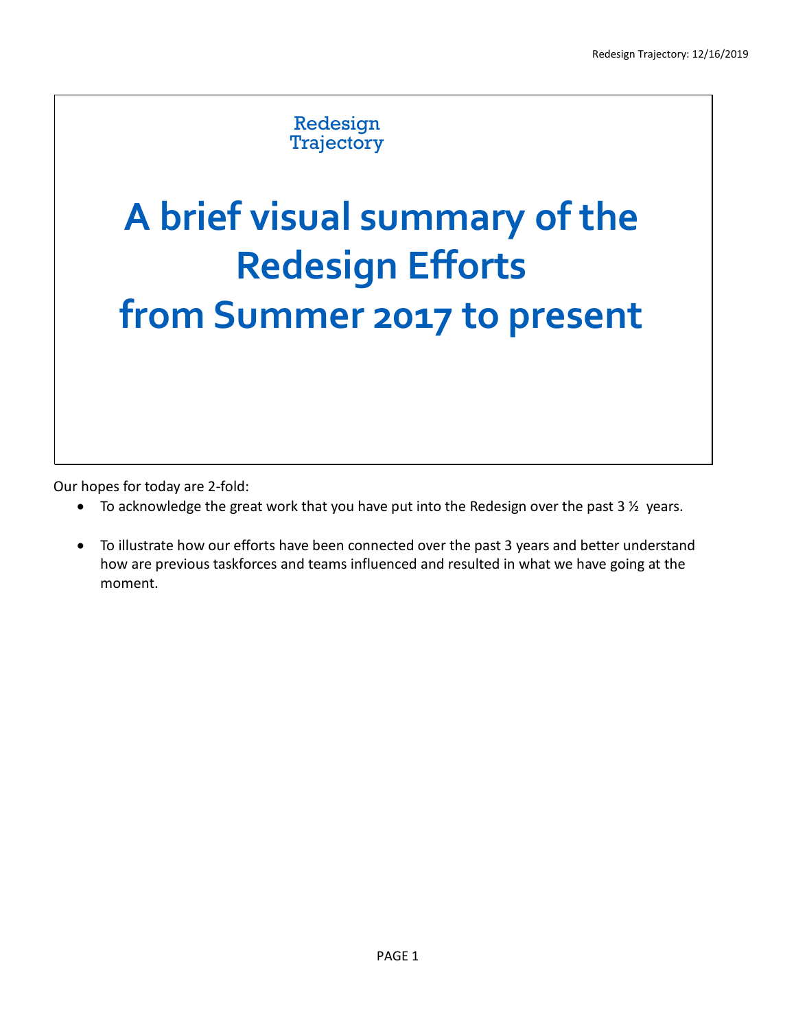Redesign Trajectory

# A brief visual summary of the Redesign Efforts from Summer 2017 to present

Our hopes for today are 2-fold:

- To acknowledge the great work that you have put into the Redesign over the past 3 ½ years.

- To illustrate how our efforts have been connected over the past 3 years and better understand how are previous taskforces and teams influenced and resulted in what we have going at the moment.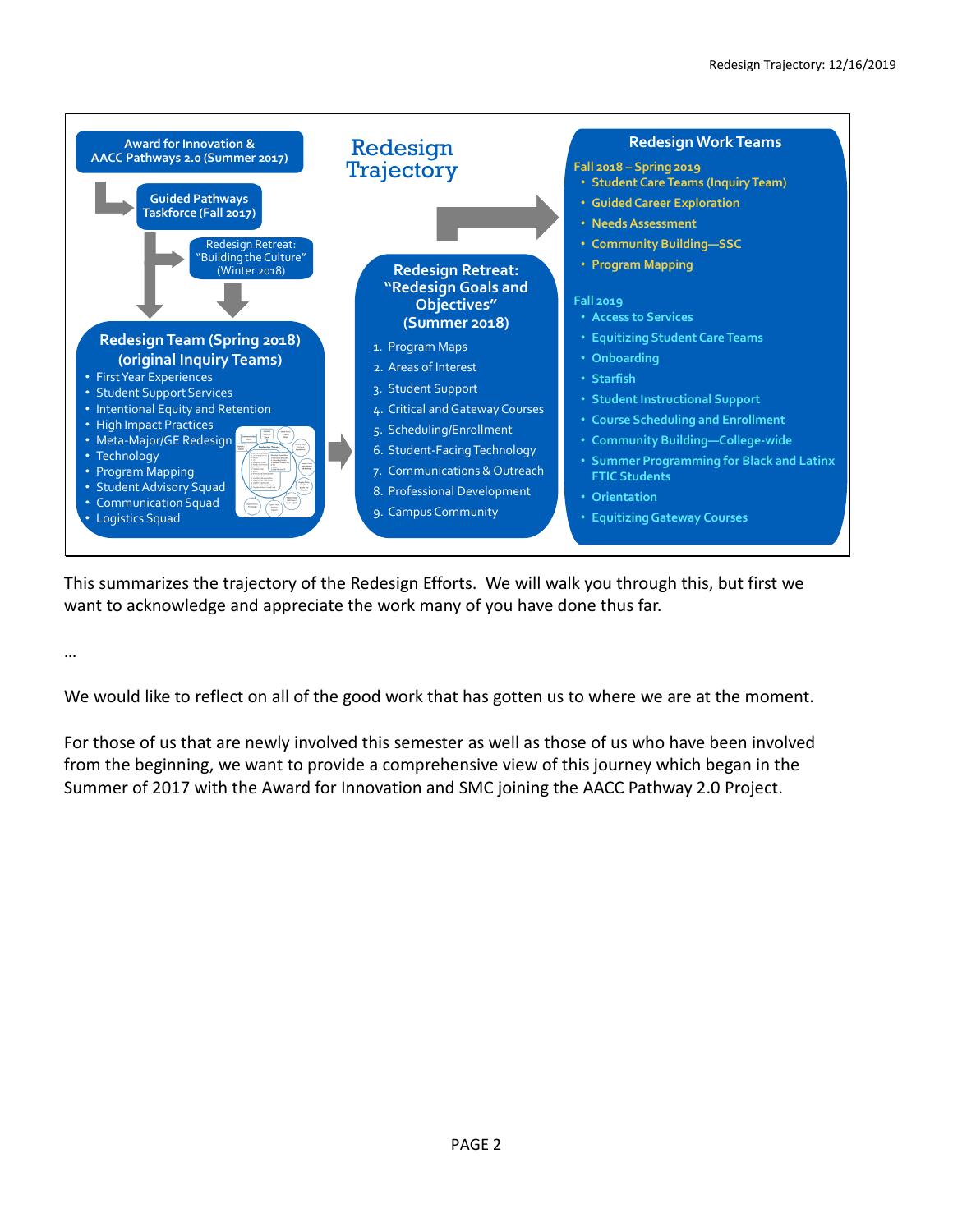# Redesign Trajectory

**Award for Innovation & AACC Pathways 2.0 (Summer 2017)**

**Guided Pathways Taskforce (Fall 2017)**

Redesign Retreat: "Building the Culture" (Winter 2018)

## Redesign Team (Spring 2018) (original Inquiry Teams)

- First Year Experiences
- Student Support Services
- Intentional Equity and Retention
- High Impact Practices
- Meta-Major/GE Redesign
- Technology
- Program Mapping
- Student Advisory Squad
- Communication Squad
- Logistics Squad

## Redesign Retreat: "Redesign Goals and Objectives" (Summer 2018)

1. Program Maps
2. Areas of Interest
3. Student Support
4. Critical and Gateway Courses
5. Scheduling/Enrollment
6. Student-Facing Technology
7. Communications & Outreach
8. Professional Development
9. Campus Community

## Redesign Work Teams

**Fall 2018 – Spring 2019**

- Student Care Teams (Inquiry Team)
- Guided Career Exploration
- Needs Assessment
- Community Building—SSC
- Program Mapping

**Fall 2019**

- Access to Services
- Equitizing Student Care Teams
- Onboarding
- Starfish
- Student Instructional Support
- Course Scheduling and Enrollment
- Community Building—College-wide
- Summer Programming for Black and Latinx FTIC Students
- Orientation
- Equitizing Gateway Courses

This summarizes the trajectory of the Redesign Efforts. We will walk you through this, but first we want to acknowledge and appreciate the work many of you have done thus far.

…

We would like to reflect on all of the good work that has gotten us to where we are at the moment.

For those of us that are newly involved this semester as well as those of us who have been involved from the beginning, we want to provide a comprehensive view of this journey which began in the Summer of 2017 with the Award for Innovation and SMC joining the AACC Pathway 2.0 Project.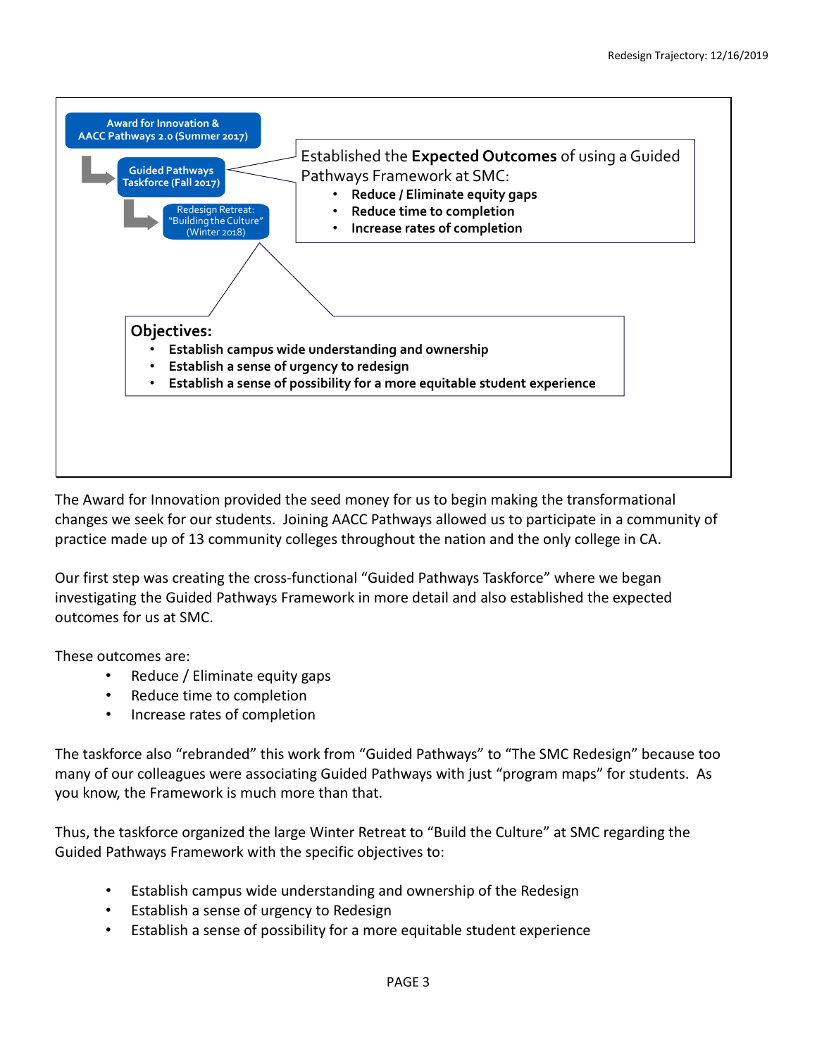Award for Innovation & AACC Pathways 2.0 (Summer 2017)

Guided Pathways Taskforce (Fall 2017)

Redesign Retreat: "Building the Culture" (Winter 2018)

Established the **Expected Outcomes** of using a Guided Pathways Framework at SMC:

- **Reduce / Eliminate equity gaps**
- **Reduce time to completion**
- **Increase rates of completion**

**Objectives:**

- **Establish campus wide understanding and ownership**
- **Establish a sense of urgency to redesign**
- **Establish a sense of possibility for a more equitable student experience**

The Award for Innovation provided the seed money for us to begin making the transformational changes we seek for our students. Joining AACC Pathways allowed us to participate in a community of practice made up of 13 community colleges throughout the nation and the only college in CA.

Our first step was creating the cross-functional "Guided Pathways Taskforce" where we began investigating the Guided Pathways Framework in more detail and also established the expected outcomes for us at SMC.

These outcomes are:

- Reduce / Eliminate equity gaps
- Reduce time to completion
- Increase rates of completion

The taskforce also "rebranded" this work from "Guided Pathways" to "The SMC Redesign" because too many of our colleagues were associating Guided Pathways with just "program maps" for students. As you know, the Framework is much more than that.

Thus, the taskforce organized the large Winter Retreat to "Build the Culture" at SMC regarding the Guided Pathways Framework with the specific objectives to:

- Establish campus wide understanding and ownership of the Redesign
- Establish a sense of urgency to Redesign
- Establish a sense of possibility for a more equitable student experience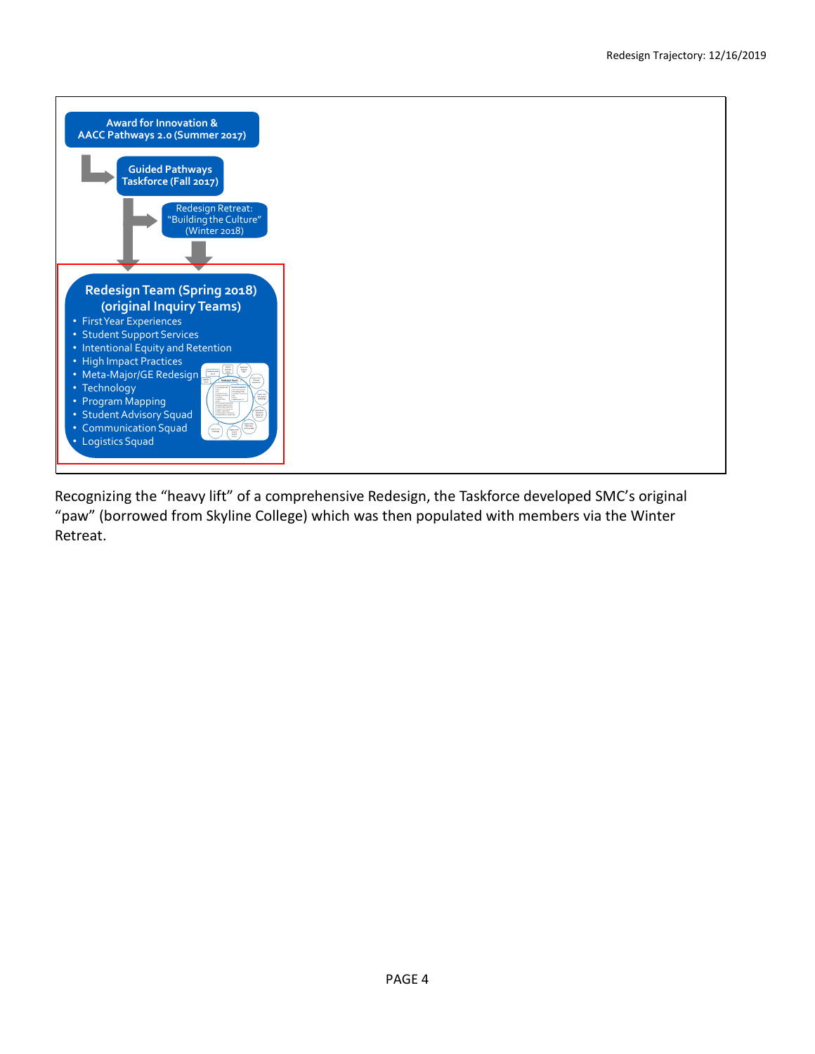Award for Innovation & AACC Pathways 2.0 (Summer 2017)

Guided Pathways Taskforce (Fall 2017)

Redesign Retreat: "Building the Culture" (Winter 2018)

**Redesign Team (Spring 2018) (original Inquiry Teams)**

- First Year Experiences
- Student Support Services
- Intentional Equity and Retention
- High Impact Practices
- Meta-Major/GE Redesign
- Technology
- Program Mapping
- Student Advisory Squad
- Communication Squad
- Logistics Squad

Recognizing the "heavy lift" of a comprehensive Redesign, the Taskforce developed SMC's original "paw" (borrowed from Skyline College) which was then populated with members via the Winter Retreat.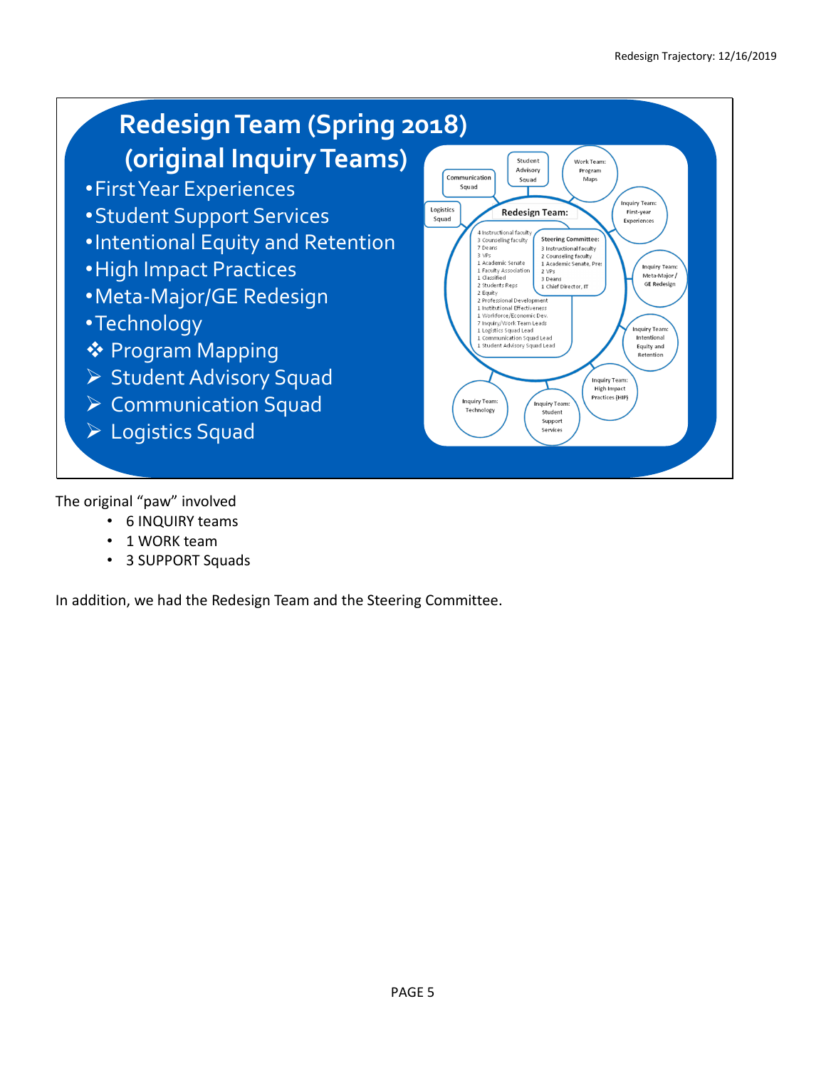## Redesign Team (Spring 2018) (original Inquiry Teams)

- First Year Experiences
- Student Support Services
- Intentional Equity and Retention
- High Impact Practices
- Meta-Major/GE Redesign
- Technology
- ❖ Program Mapping
- ➢ Student Advisory Squad
- ➢ Communication Squad
- ➢ Logistics Squad

**Redesign Team:**
4 Instructional faculty
3 Counseling faculty
7 Deans
3 VPs
1 Academic Senate
1 Faculty Association
1 Classified
2 Students Reps
2 Equity
2 Professional Development
1 Institutional Effectiveness
1 Workforce/Economic Dev.
7 Inquiry/Work Team Leads
1 Logistics Squad Lead
1 Communication Squad Lead
1 Student Advisory Squad Lead

**Steering Committee:**
3 Instructional faculty
2 Counseling faculty
1 Academic Senate, Pres
2 VPs
3 Deans
1 Chief Director, IT

Communication Squad | Student Advisory Squad | Work Team: Program Maps | Inquiry Team: First-year Experiences | Inquiry Team: Meta-Major / GE Redesign | Inquiry Team: Intentional Equity and Retention | Inquiry Team: High Impact Practices (HIP) | Inquiry Team: Student Support Services | Inquiry Team: Technology | Logistics Squad

The original "paw" involved

- 6 INQUIRY teams
- 1 WORK team
- 3 SUPPORT Squads

In addition, we had the Redesign Team and the Steering Committee.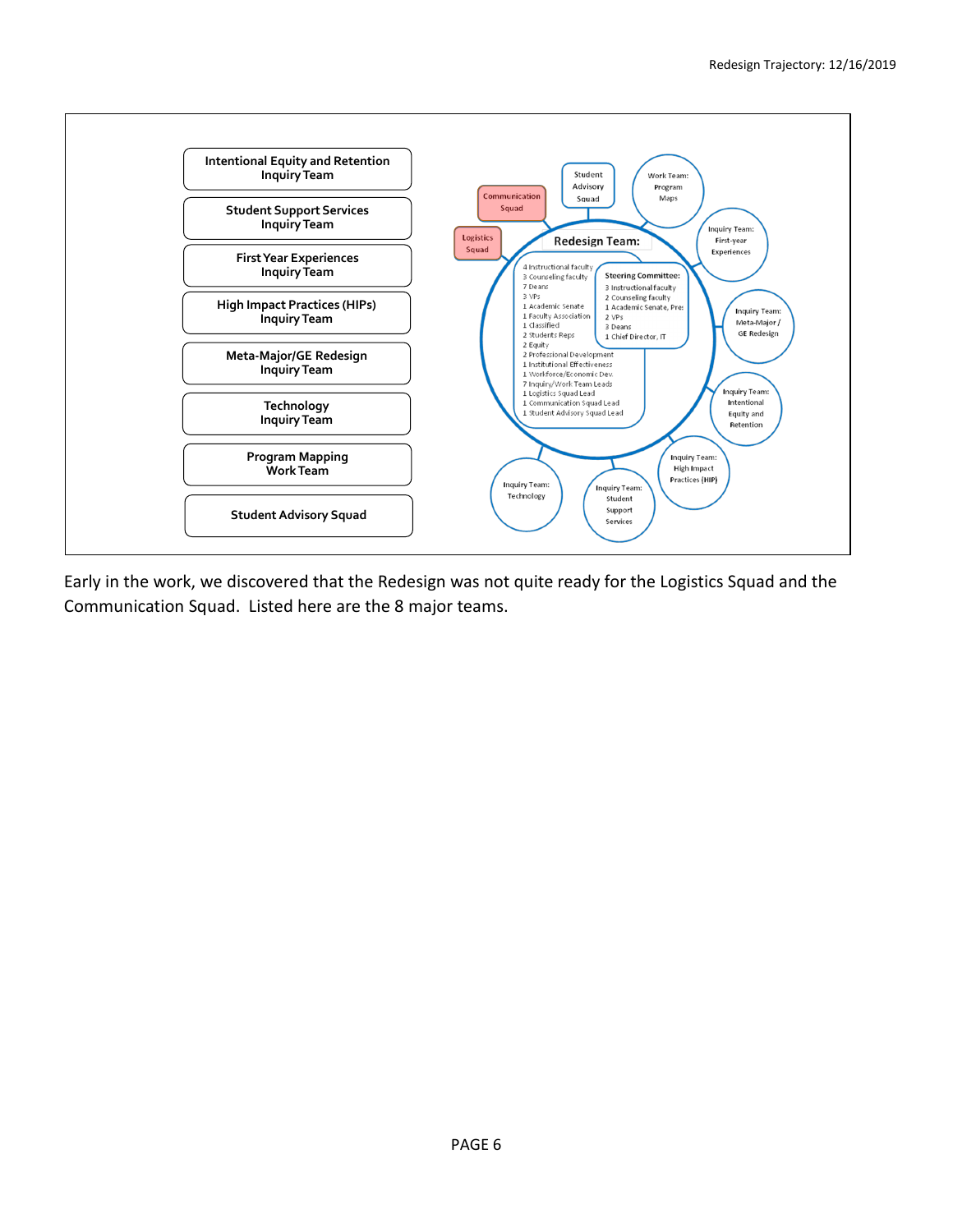Intentional Equity and Retention Inquiry Team

Student Support Services Inquiry Team

First Year Experiences Inquiry Team

High Impact Practices (HIPs) Inquiry Team

Meta-Major/GE Redesign Inquiry Team

Technology Inquiry Team

Program Mapping Work Team

Student Advisory Squad

Communication Squad

Logistics Squad

Student Advisory Squad

Work Team: Program Maps

Inquiry Team: First-year Experiences

Inquiry Team: Meta-Major / GE Redesign

Inquiry Team: Intentional Equity and Retention

Inquiry Team: High Impact Practices (HIP)

Inquiry Team: Student Support Services

Inquiry Team: Technology

**Redesign Team:**

- 4 Instructional faculty
- 3 Counseling faculty
- 7 Deans
- 3 VPs
- 1 Academic Senate
- 1 Faculty Association
- 1 Classified
- 2 Students Reps
- 2 Equity
- 2 Professional Development
- 1 Institutional Effectiveness
- 1 Workforce/Economic Dev.
- 7 Inquiry/Work Team Leads
- 1 Logistics Squad Lead
- 1 Communication Squad Lead
- 1 Student Advisory Squad Lead

**Steering Committee:**

- 3 Instructional faculty
- 2 Counseling faculty
- 1 Academic Senate, Pres
- 2 VPs
- 3 Deans
- 1 Chief Director, IT

Early in the work, we discovered that the Redesign was not quite ready for the Logistics Squad and the Communication Squad. Listed here are the 8 major teams.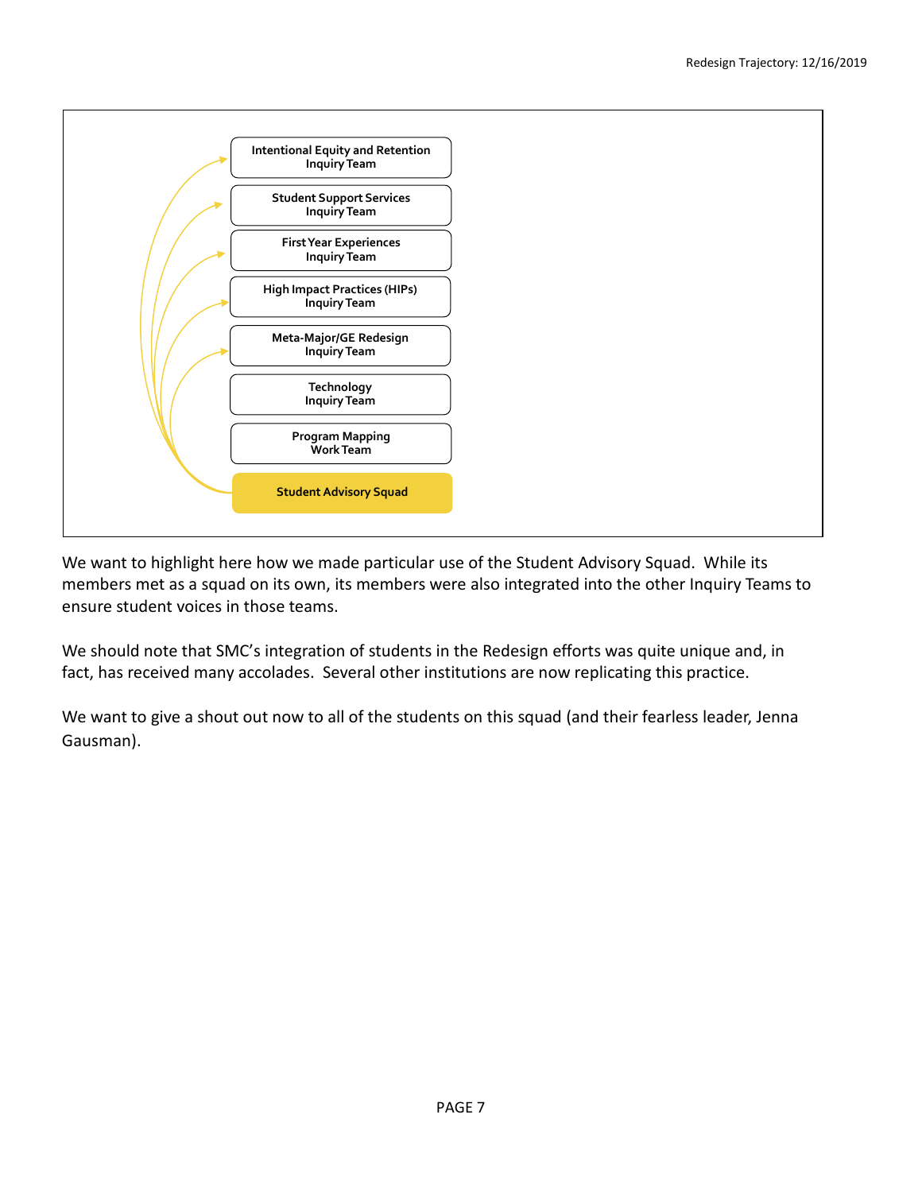Intentional Equity and Retention Inquiry Team

Student Support Services Inquiry Team

First Year Experiences Inquiry Team

High Impact Practices (HIPs) Inquiry Team

Meta-Major/GE Redesign Inquiry Team

Technology Inquiry Team

Program Mapping Work Team

Student Advisory Squad

We want to highlight here how we made particular use of the Student Advisory Squad. While its members met as a squad on its own, its members were also integrated into the other Inquiry Teams to ensure student voices in those teams.

We should note that SMC's integration of students in the Redesign efforts was quite unique and, in fact, has received many accolades. Several other institutions are now replicating this practice.

We want to give a shout out now to all of the students on this squad (and their fearless leader, Jenna Gausman).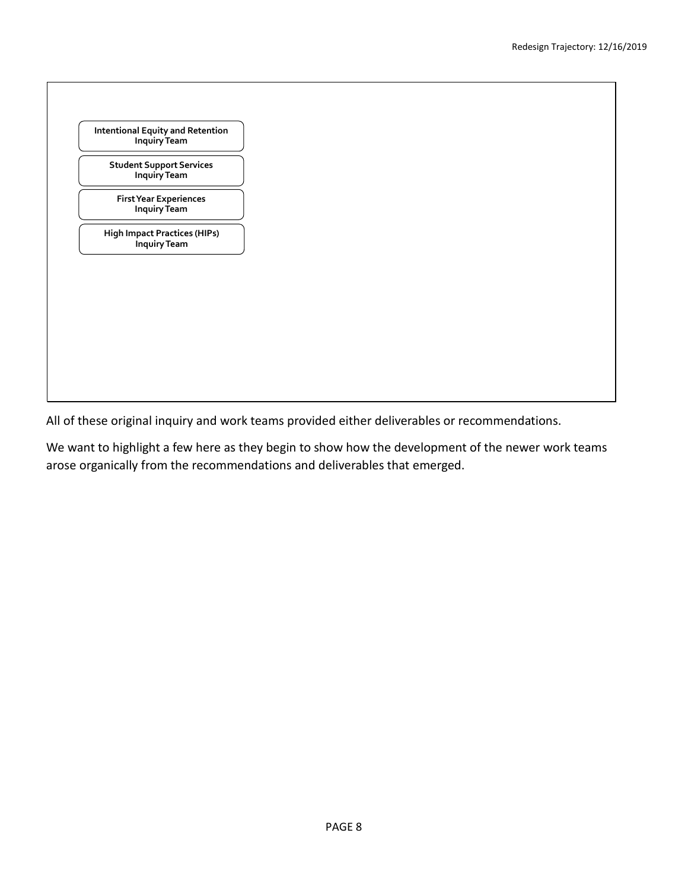Intentional Equity and Retention Inquiry Team

Student Support Services Inquiry Team

First Year Experiences Inquiry Team

High Impact Practices (HIPs) Inquiry Team

All of these original inquiry and work teams provided either deliverables or recommendations.

We want to highlight a few here as they begin to show how the development of the newer work teams arose organically from the recommendations and deliverables that emerged.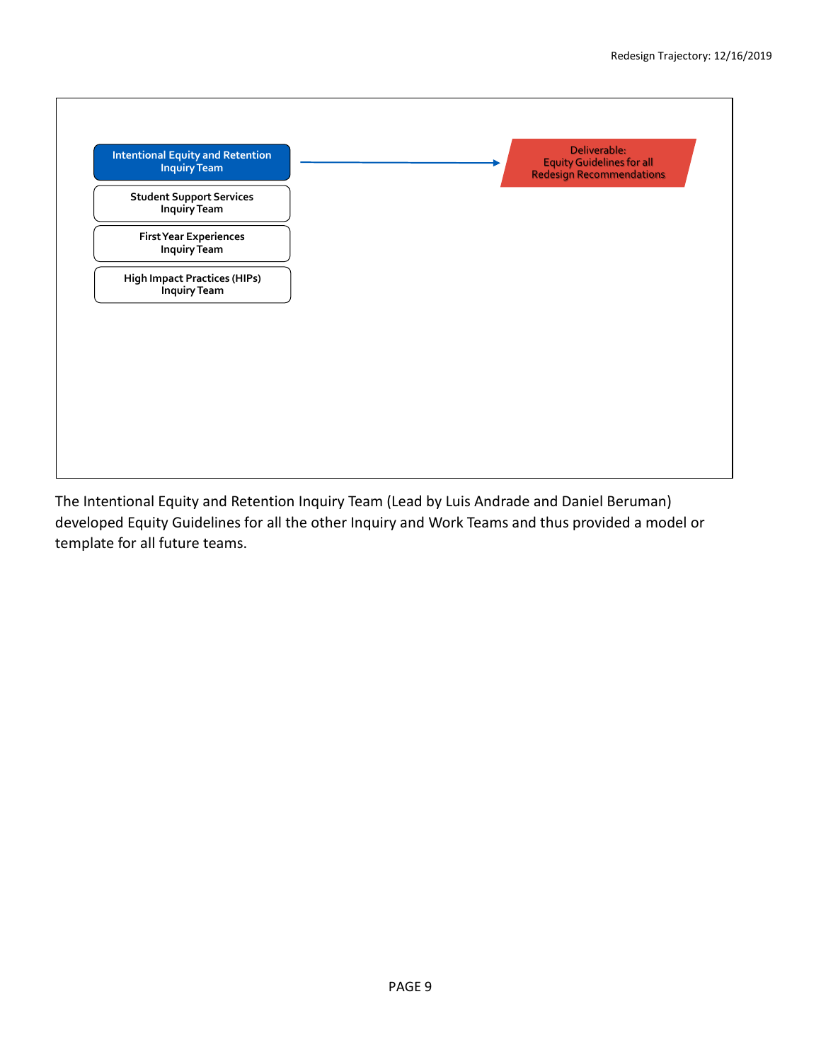Intentional Equity and Retention Inquiry Team → **Deliverable: Equity Guidelines for all Redesign Recommendations**

Student Support Services Inquiry Team

First Year Experiences Inquiry Team

High Impact Practices (HIPs) Inquiry Team

The Intentional Equity and Retention Inquiry Team (Lead by Luis Andrade and Daniel Beruman) developed Equity Guidelines for all the other Inquiry and Work Teams and thus provided a model or template for all future teams.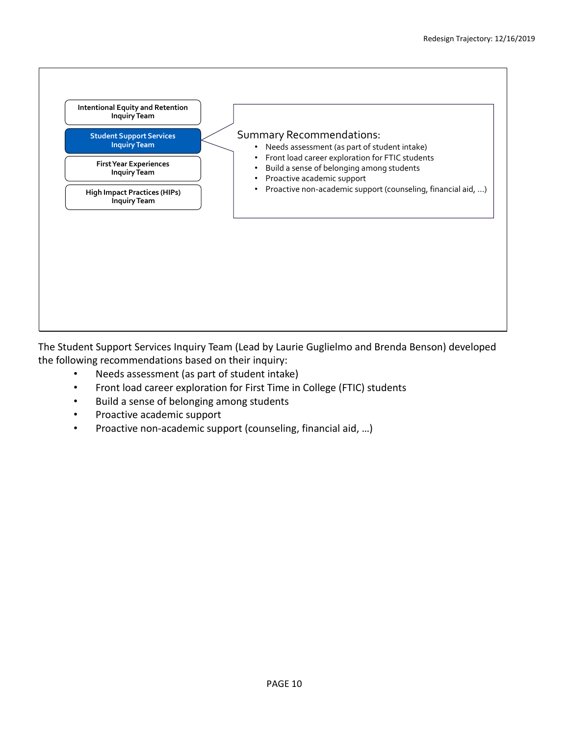Intentional Equity and Retention Inquiry Team

**Student Support Services Inquiry Team**

First Year Experiences Inquiry Team

High Impact Practices (HIPs) Inquiry Team

Summary Recommendations:

- Needs assessment (as part of student intake)
- Front load career exploration for FTIC students
- Build a sense of belonging among students
- Proactive academic support
- Proactive non-academic support (counseling, financial aid, …)

The Student Support Services Inquiry Team (Lead by Laurie Guglielmo and Brenda Benson) developed the following recommendations based on their inquiry:

- Needs assessment (as part of student intake)
- Front load career exploration for First Time in College (FTIC) students
- Build a sense of belonging among students
- Proactive academic support
- Proactive non-academic support (counseling, financial aid, …)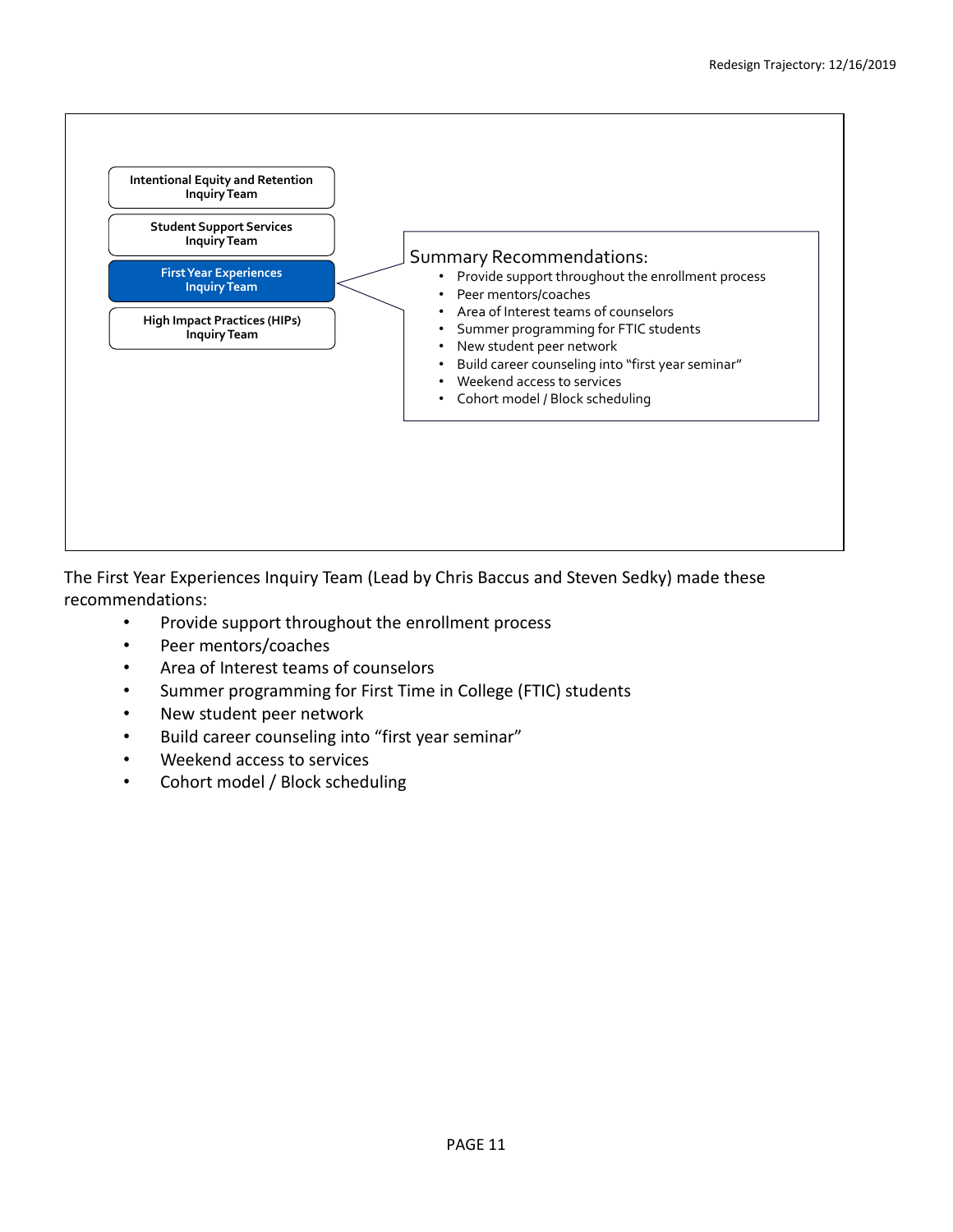Intentional Equity and Retention Inquiry Team

Student Support Services Inquiry Team

**First Year Experiences Inquiry Team**

High Impact Practices (HIPs) Inquiry Team

Summary Recommendations:

- Provide support throughout the enrollment process
- Peer mentors/coaches
- Area of Interest teams of counselors
- Summer programming for FTIC students
- New student peer network
- Build career counseling into "first year seminar"
- Weekend access to services
- Cohort model / Block scheduling

The First Year Experiences Inquiry Team (Lead by Chris Baccus and Steven Sedky) made these recommendations:

- Provide support throughout the enrollment process
- Peer mentors/coaches
- Area of Interest teams of counselors
- Summer programming for First Time in College (FTIC) students
- New student peer network
- Build career counseling into "first year seminar"
- Weekend access to services
- Cohort model / Block scheduling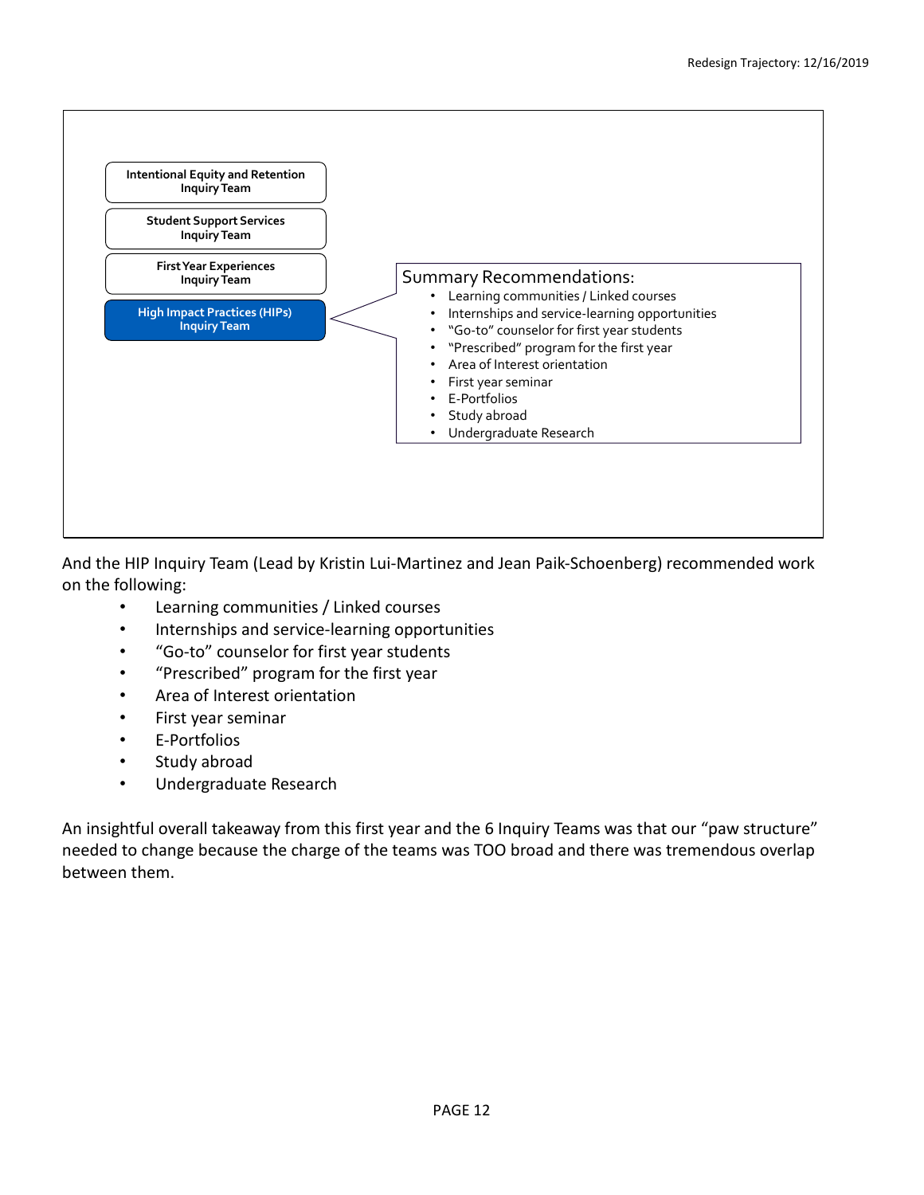Intentional Equity and Retention Inquiry Team

Student Support Services Inquiry Team

First Year Experiences Inquiry Team

**High Impact Practices (HIPs) Inquiry Team**

Summary Recommendations:

- Learning communities / Linked courses
- Internships and service-learning opportunities
- "Go-to" counselor for first year students
- "Prescribed" program for the first year
- Area of Interest orientation
- First year seminar
- E-Portfolios
- Study abroad
- Undergraduate Research

And the HIP Inquiry Team (Lead by Kristin Lui-Martinez and Jean Paik-Schoenberg) recommended work on the following:

- Learning communities / Linked courses
- Internships and service-learning opportunities
- "Go-to" counselor for first year students
- "Prescribed" program for the first year
- Area of Interest orientation
- First year seminar
- E-Portfolios
- Study abroad
- Undergraduate Research

An insightful overall takeaway from this first year and the 6 Inquiry Teams was that our "paw structure" needed to change because the charge of the teams was TOO broad and there was tremendous overlap between them.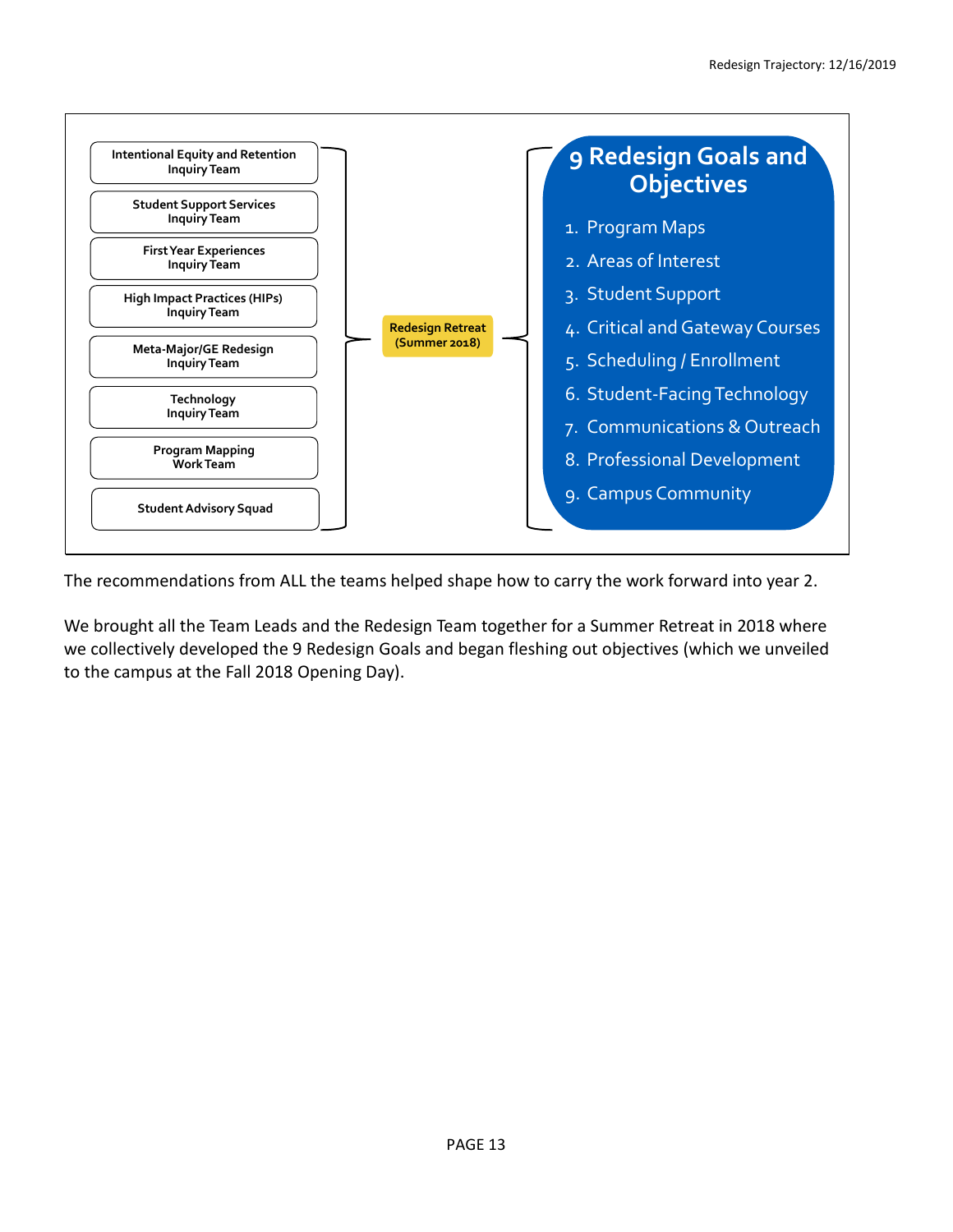- Intentional Equity and Retention Inquiry Team
- Student Support Services Inquiry Team
- First Year Experiences Inquiry Team
- High Impact Practices (HIPs) Inquiry Team
- Meta-Major/GE Redesign Inquiry Team
- Technology Inquiry Team
- Program Mapping Work Team
- Student Advisory Squad

**Redesign Retreat (Summer 2018)**

## 9 Redesign Goals and Objectives

1. Program Maps
2. Areas of Interest
3. Student Support
4. Critical and Gateway Courses
5. Scheduling / Enrollment
6. Student-Facing Technology
7. Communications & Outreach
8. Professional Development
9. Campus Community

The recommendations from ALL the teams helped shape how to carry the work forward into year 2.

We brought all the Team Leads and the Redesign Team together for a Summer Retreat in 2018 where we collectively developed the 9 Redesign Goals and began fleshing out objectives (which we unveiled to the campus at the Fall 2018 Opening Day).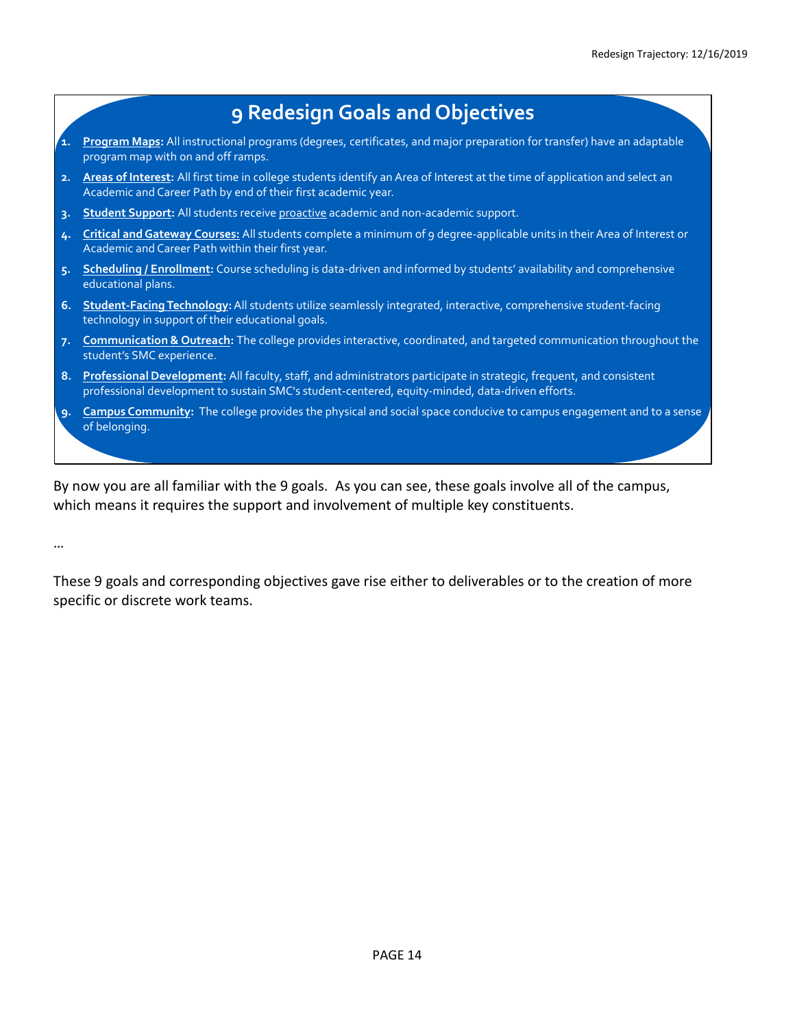## 9 Redesign Goals and Objectives

1. **Program Maps:** All instructional programs (degrees, certificates, and major preparation for transfer) have an adaptable program map with on and off ramps.
2. **Areas of Interest:** All first time in college students identify an Area of Interest at the time of application and select an Academic and Career Path by end of their first academic year.
3. **Student Support:** All students receive proactive academic and non-academic support.
4. **Critical and Gateway Courses:** All students complete a minimum of 9 degree-applicable units in their Area of Interest or Academic and Career Path within their first year.
5. **Scheduling / Enrollment:** Course scheduling is data-driven and informed by students' availability and comprehensive educational plans.
6. **Student-Facing Technology:** All students utilize seamlessly integrated, interactive, comprehensive student-facing technology in support of their educational goals.
7. **Communication & Outreach:** The college provides interactive, coordinated, and targeted communication throughout the student's SMC experience.
8. **Professional Development:** All faculty, staff, and administrators participate in strategic, frequent, and consistent professional development to sustain SMC's student-centered, equity-minded, data-driven efforts.
9. **Campus Community:** The college provides the physical and social space conducive to campus engagement and to a sense of belonging.

By now you are all familiar with the 9 goals. As you can see, these goals involve all of the campus, which means it requires the support and involvement of multiple key constituents.

…

These 9 goals and corresponding objectives gave rise either to deliverables or to the creation of more specific or discrete work teams.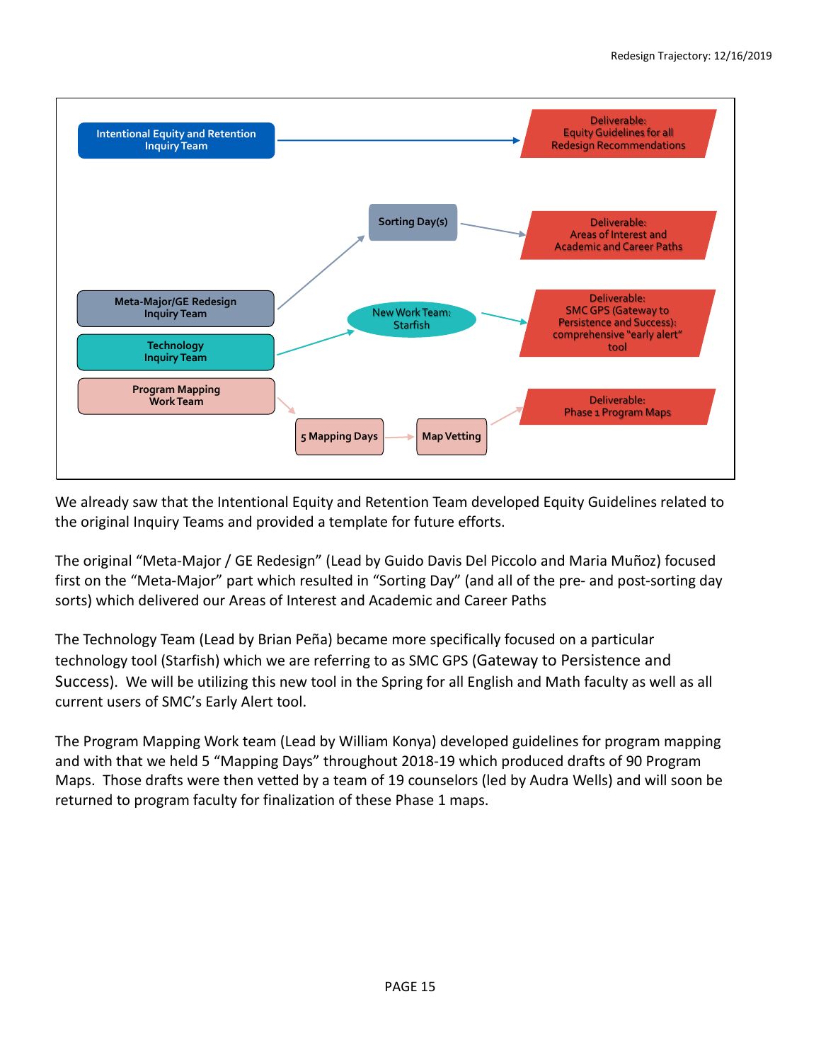Intentional Equity and Retention Inquiry Team → Deliverable: Equity Guidelines for all Redesign Recommendations

Meta-Major/GE Redesign Inquiry Team → Sorting Day(s) → Deliverable: Areas of Interest and Academic and Career Paths

Technology Inquiry Team → New Work Team: Starfish → Deliverable: SMC GPS (Gateway to Persistence and Success): comprehensive "early alert" tool

Program Mapping Work Team → 5 Mapping Days → Map Vetting → Deliverable: Phase 1 Program Maps

We already saw that the Intentional Equity and Retention Team developed Equity Guidelines related to the original Inquiry Teams and provided a template for future efforts.

The original "Meta-Major / GE Redesign" (Lead by Guido Davis Del Piccolo and Maria Muñoz) focused first on the "Meta-Major" part which resulted in "Sorting Day" (and all of the pre- and post-sorting day sorts) which delivered our Areas of Interest and Academic and Career Paths

The Technology Team (Lead by Brian Peña) became more specifically focused on a particular technology tool (Starfish) which we are referring to as SMC GPS (Gateway to Persistence and Success). We will be utilizing this new tool in the Spring for all English and Math faculty as well as all current users of SMC's Early Alert tool.

The Program Mapping Work team (Lead by William Konya) developed guidelines for program mapping and with that we held 5 "Mapping Days" throughout 2018-19 which produced drafts of 90 Program Maps. Those drafts were then vetted by a team of 19 counselors (led by Audra Wells) and will soon be returned to program faculty for finalization of these Phase 1 maps.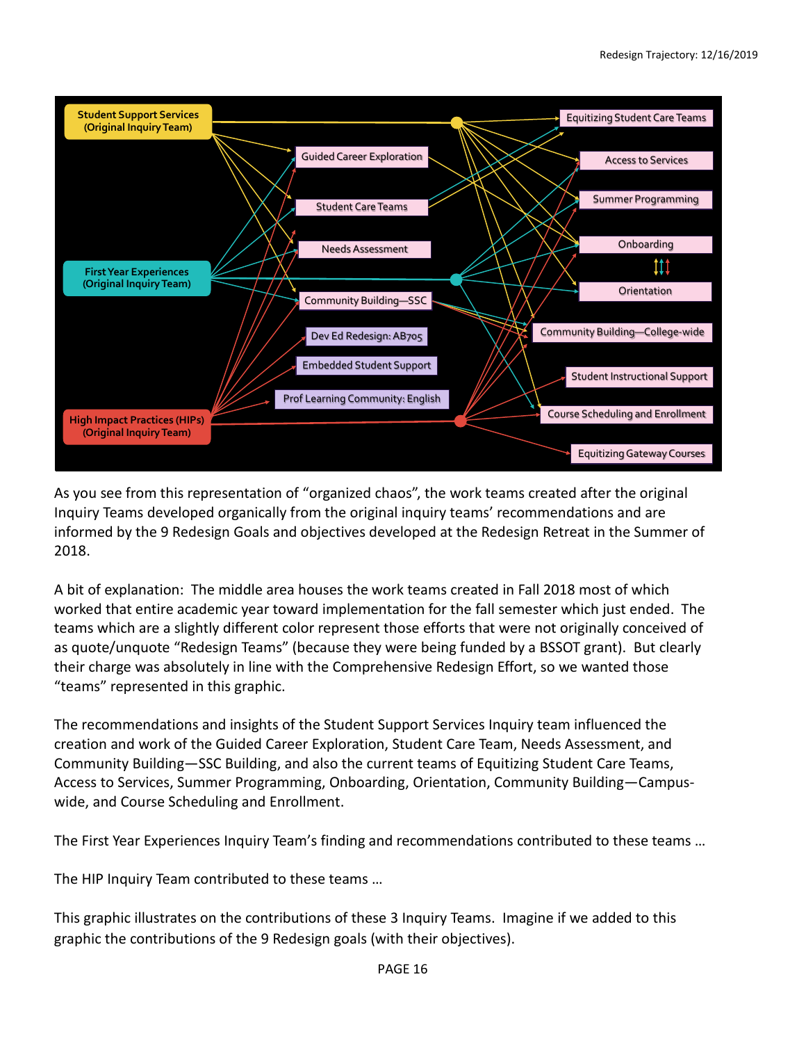Student Support Services (Original Inquiry Team)

First Year Experiences (Original Inquiry Team)

High Impact Practices (HIPs) (Original Inquiry Team)

Guided Career Exploration

Student Care Teams

Needs Assessment

Community Building—SSC

Dev Ed Redesign: AB705

Embedded Student Support

Prof Learning Community: English

Equitizing Student Care Teams

Access to Services

Summer Programming

Onboarding

Orientation

Community Building—College-wide

Student Instructional Support

Course Scheduling and Enrollment

Equitizing Gateway Courses

As you see from this representation of "organized chaos", the work teams created after the original Inquiry Teams developed organically from the original inquiry teams' recommendations and are informed by the 9 Redesign Goals and objectives developed at the Redesign Retreat in the Summer of 2018.

A bit of explanation: The middle area houses the work teams created in Fall 2018 most of which worked that entire academic year toward implementation for the fall semester which just ended. The teams which are a slightly different color represent those efforts that were not originally conceived of as quote/unquote "Redesign Teams" (because they were being funded by a BSSOT grant). But clearly their charge was absolutely in line with the Comprehensive Redesign Effort, so we wanted those "teams" represented in this graphic.

The recommendations and insights of the Student Support Services Inquiry team influenced the creation and work of the Guided Career Exploration, Student Care Team, Needs Assessment, and Community Building—SSC Building, and also the current teams of Equitizing Student Care Teams, Access to Services, Summer Programming, Onboarding, Orientation, Community Building—Campus-wide, and Course Scheduling and Enrollment.

The First Year Experiences Inquiry Team's finding and recommendations contributed to these teams …

The HIP Inquiry Team contributed to these teams …

This graphic illustrates on the contributions of these 3 Inquiry Teams. Imagine if we added to this graphic the contributions of the 9 Redesign goals (with their objectives).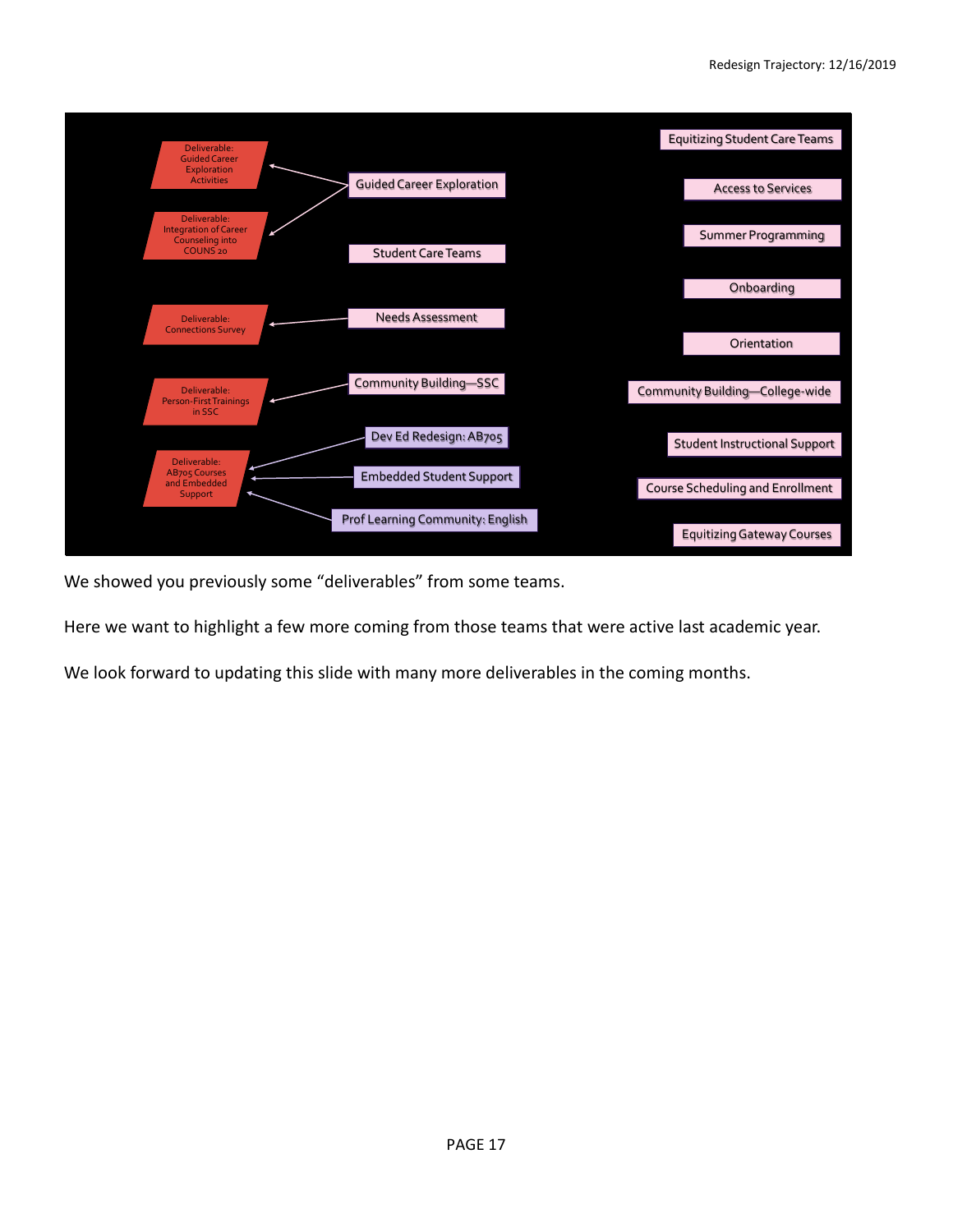Deliverable: Guided Career Exploration Activities

Deliverable: Integration of Career Counseling into COUNS 20

Deliverable: Connections Survey

Deliverable: Person-First Trainings in SSC

Deliverable: AB705 Courses and Embedded Support

Guided Career Exploration

Student Care Teams

Needs Assessment

Community Building—SSC

Dev Ed Redesign: AB705

Embedded Student Support

Prof Learning Community: English

Equitizing Student Care Teams

Access to Services

Summer Programming

Onboarding

Orientation

Community Building—College-wide

Student Instructional Support

Course Scheduling and Enrollment

Equitizing Gateway Courses

We showed you previously some "deliverables" from some teams.

Here we want to highlight a few more coming from those teams that were active last academic year.

We look forward to updating this slide with many more deliverables in the coming months.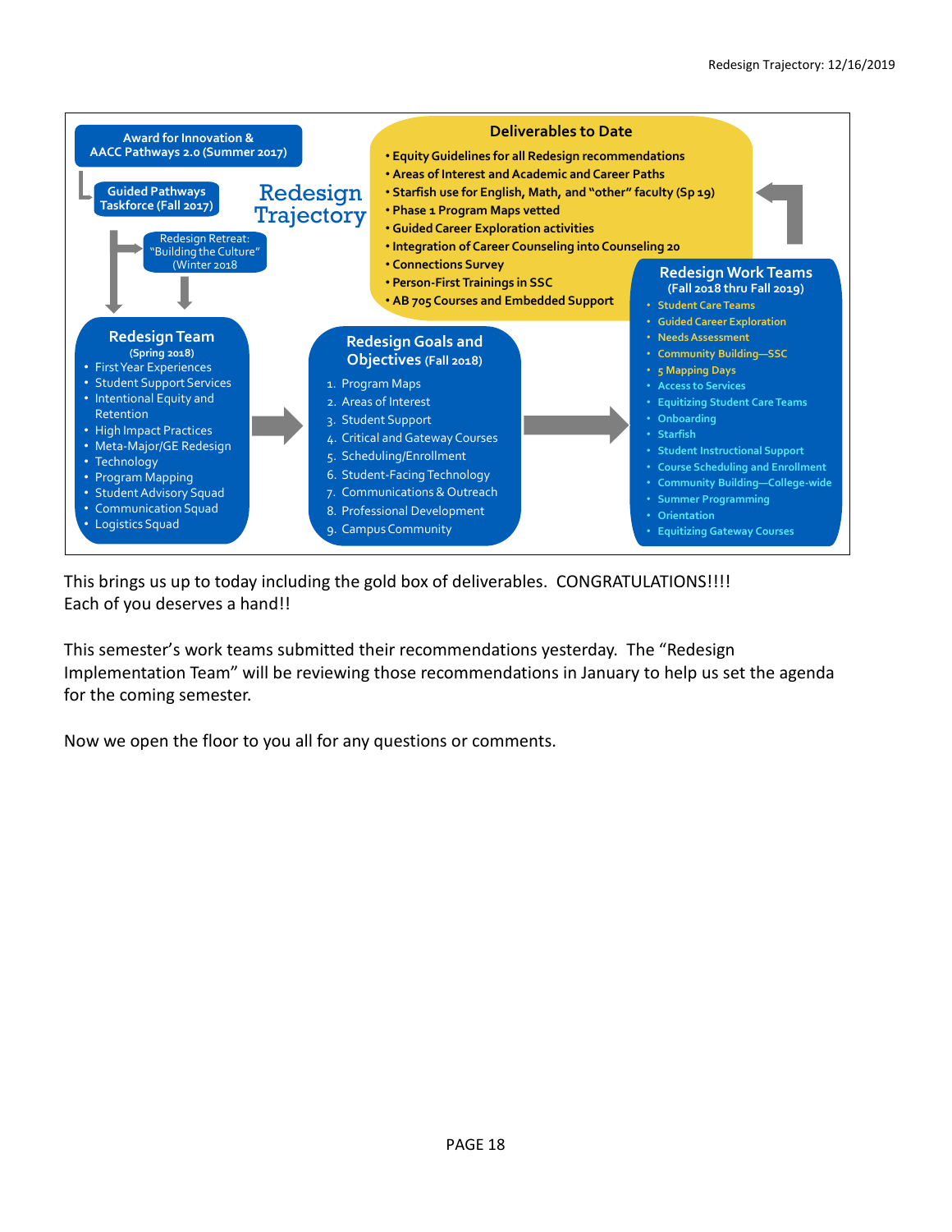Award for Innovation & AACC Pathways 2.0 (Summer 2017)

Guided Pathways Taskforce (Fall 2017)

Redesign Trajectory

Redesign Retreat: "Building the Culture" (Winter 2018

**Deliverables to Date**

- Equity Guidelines for all Redesign recommendations
- Areas of Interest and Academic and Career Paths
- Starfish use for English, Math, and "other" faculty (Sp 19)
- Phase 1 Program Maps vetted
- Guided Career Exploration activities
- Integration of Career Counseling into Counseling 20
- Connections Survey
- Person-First Trainings in SSC
- AB 705 Courses and Embedded Support

**Redesign Team** (Spring 2018)

- First Year Experiences
- Student Support Services
- Intentional Equity and Retention
- High Impact Practices
- Meta-Major/GE Redesign
- Technology
- Program Mapping
- Student Advisory Squad
- Communication Squad
- Logistics Squad

**Redesign Goals and Objectives** (Fall 2018)

1. Program Maps
2. Areas of Interest
3. Student Support
4. Critical and Gateway Courses
5. Scheduling/Enrollment
6. Student-Facing Technology
7. Communications & Outreach
8. Professional Development
9. Campus Community

**Redesign Work Teams** (Fall 2018 thru Fall 2019)

- Student Care Teams
- Guided Career Exploration
- Needs Assessment
- Community Building—SSC
- 5 Mapping Days
- Access to Services
- Equitizing Student Care Teams
- Onboarding
- Starfish
- Student Instructional Support
- Course Scheduling and Enrollment
- Community Building—College-wide
- Summer Programming
- Orientation
- Equitizing Gateway Courses

This brings us up to today including the gold box of deliverables. CONGRATULATIONS!!!!
Each of you deserves a hand!!

This semester's work teams submitted their recommendations yesterday. The "Redesign Implementation Team" will be reviewing those recommendations in January to help us set the agenda for the coming semester.

Now we open the floor to you all for any questions or comments.